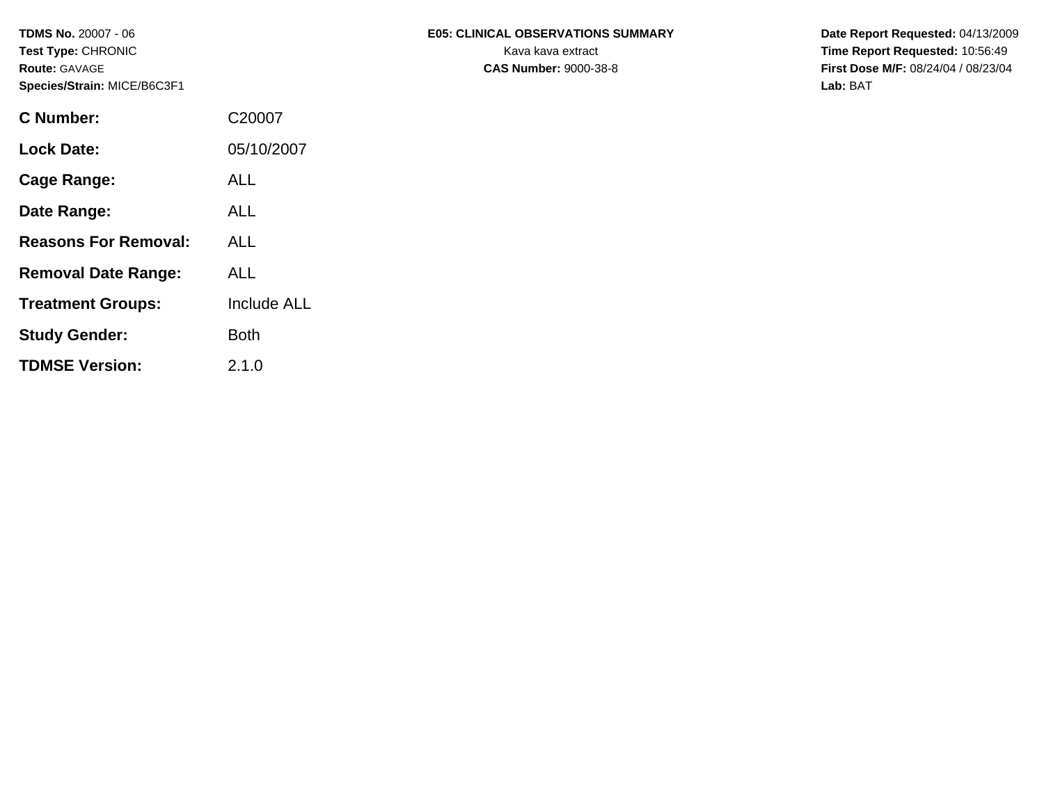**TDMS No.** 20007 - 06
**Test Type:** CHRONIC
**Route:** GAVAGE
**Species/Strain:** MICE/B6C3F1

**E05: CLINICAL OBSERVATIONS SUMMARY**
Kava kava extract
**CAS Number:** 9000-38-8

**Date Report Requested:** 04/13/2009
**Time Report Requested:** 10:56:49
**First Dose M/F:** 08/24/04 / 08/23/04
**Lab:** BAT

| | |
|---|---|
| **C Number:** | C20007 |
| **Lock Date:** | 05/10/2007 |
| **Cage Range:** | ALL |
| **Date Range:** | ALL |
| **Reasons For Removal:** | ALL |
| **Removal Date Range:** | ALL |
| **Treatment Groups:** | Include ALL |
| **Study Gender:** | Both |
| **TDMSE Version:** | 2.1.0 |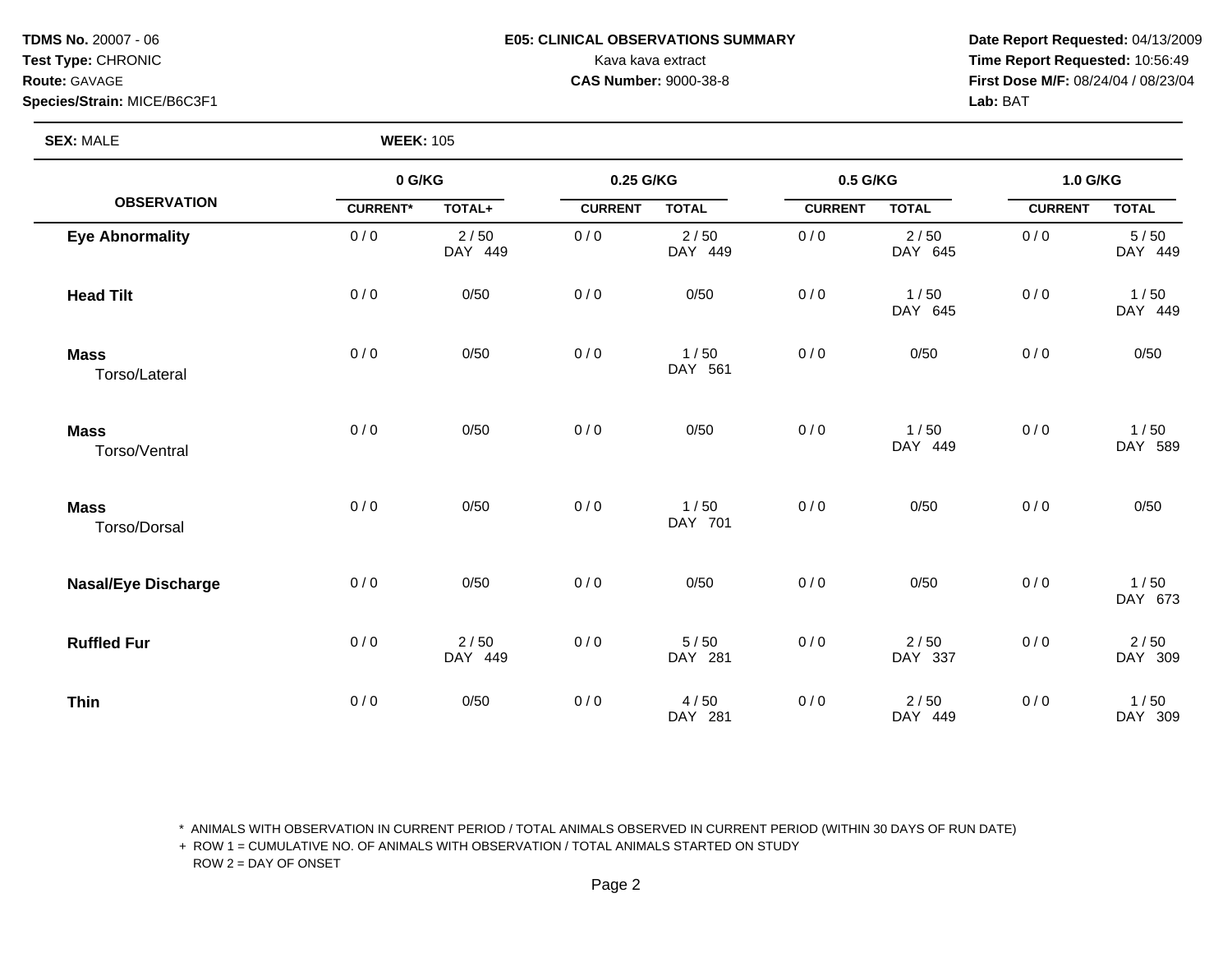**TDMS No.** 20007 - 06
**Test Type:** CHRONIC
**Route:** GAVAGE
**Species/Strain:** MICE/B6C3F1

**E05: CLINICAL OBSERVATIONS SUMMARY**
Kava kava extract
**CAS Number:** 9000-38-8

**Date Report Requested:** 04/13/2009
**Time Report Requested:** 10:56:49
**First Dose M/F:** 08/24/04 / 08/23/04
**Lab:** BAT

**SEX:** MALE **WEEK:** 105

| OBSERVATION | 0 G/KG | | 0.25 G/KG | | 0.5 G/KG | | 1.0 G/KG | |
|---|---|---|---|---|---|---|---|---|
| | CURRENT* | TOTAL+ | CURRENT | TOTAL | CURRENT | TOTAL | CURRENT | TOTAL |
| **Eye Abnormality** | 0 / 0 | 2 / 50<br>DAY 449 | 0 / 0 | 2 / 50<br>DAY 449 | 0 / 0 | 2 / 50<br>DAY 645 | 0 / 0 | 5 / 50<br>DAY 449 |
| **Head Tilt** | 0 / 0 | 0/50 | 0 / 0 | 0/50 | 0 / 0 | 1 / 50<br>DAY 645 | 0 / 0 | 1 / 50<br>DAY 449 |
| **Mass**<br>Torso/Lateral | 0 / 0 | 0/50 | 0 / 0 | 1 / 50<br>DAY 561 | 0 / 0 | 0/50 | 0 / 0 | 0/50 |
| **Mass**<br>Torso/Ventral | 0 / 0 | 0/50 | 0 / 0 | 0/50 | 0 / 0 | 1 / 50<br>DAY 449 | 0 / 0 | 1 / 50<br>DAY 589 |
| **Mass**<br>Torso/Dorsal | 0 / 0 | 0/50 | 0 / 0 | 1 / 50<br>DAY 701 | 0 / 0 | 0/50 | 0 / 0 | 0/50 |
| **Nasal/Eye Discharge** | 0 / 0 | 0/50 | 0 / 0 | 0/50 | 0 / 0 | 0/50 | 0 / 0 | 1 / 50<br>DAY 673 |
| **Ruffled Fur** | 0 / 0 | 2 / 50<br>DAY 449 | 0 / 0 | 5 / 50<br>DAY 281 | 0 / 0 | 2 / 50<br>DAY 337 | 0 / 0 | 2 / 50<br>DAY 309 |
| **Thin** | 0 / 0 | 0/50 | 0 / 0 | 4 / 50<br>DAY 281 | 0 / 0 | 2 / 50<br>DAY 449 | 0 / 0 | 1 / 50<br>DAY 309 |

\* ANIMALS WITH OBSERVATION IN CURRENT PERIOD / TOTAL ANIMALS OBSERVED IN CURRENT PERIOD (WITHIN 30 DAYS OF RUN DATE)
\+ ROW 1 = CUMULATIVE NO. OF ANIMALS WITH OBSERVATION / TOTAL ANIMALS STARTED ON STUDY
ROW 2 = DAY OF ONSET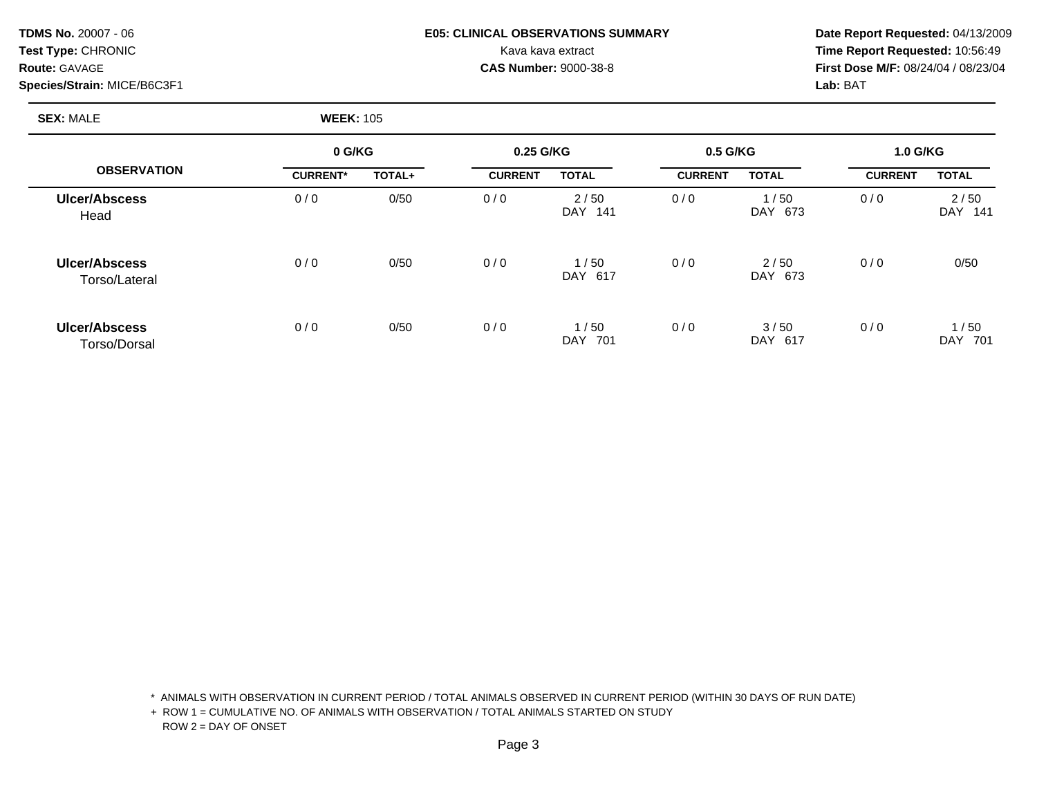**TDMS No.** 20007 - 06
**Test Type:** CHRONIC
**Route:** GAVAGE
**Species/Strain:** MICE/B6C3F1

**E05: CLINICAL OBSERVATIONS SUMMARY**
Kava kava extract
**CAS Number:** 9000-38-8

**Date Report Requested:** 04/13/2009
**Time Report Requested:** 10:56:49
**First Dose M/F:** 08/24/04 / 08/23/04
**Lab:** BAT

**SEX:** MALE **WEEK:** 105

| OBSERVATION | 0 G/KG | | 0.25 G/KG | | 0.5 G/KG | | 1.0 G/KG | |
|---|---|---|---|---|---|---|---|---|
| | CURRENT* | TOTAL+ | CURRENT | TOTAL | CURRENT | TOTAL | CURRENT | TOTAL |
| **Ulcer/Abscess** Head | 0 / 0 | 0/50 | 0 / 0 | 2 / 50 DAY 141 | 0 / 0 | 1 / 50 DAY 673 | 0 / 0 | 2 / 50 DAY 141 |
| **Ulcer/Abscess** Torso/Lateral | 0 / 0 | 0/50 | 0 / 0 | 1 / 50 DAY 617 | 0 / 0 | 2 / 50 DAY 673 | 0 / 0 | 0/50 |
| **Ulcer/Abscess** Torso/Dorsal | 0 / 0 | 0/50 | 0 / 0 | 1 / 50 DAY 701 | 0 / 0 | 3 / 50 DAY 617 | 0 / 0 | 1 / 50 DAY 701 |

\* ANIMALS WITH OBSERVATION IN CURRENT PERIOD / TOTAL ANIMALS OBSERVED IN CURRENT PERIOD (WITHIN 30 DAYS OF RUN DATE)
\+ ROW 1 = CUMULATIVE NO. OF ANIMALS WITH OBSERVATION / TOTAL ANIMALS STARTED ON STUDY
ROW 2 = DAY OF ONSET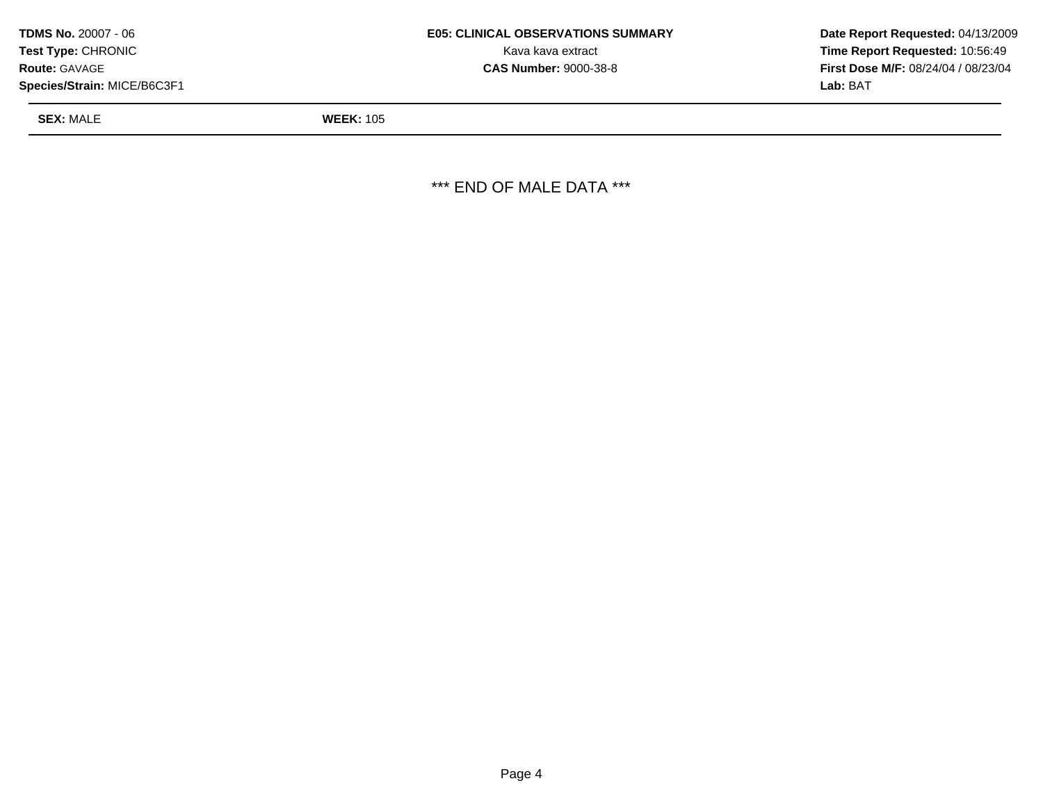**TDMS No.** 20007 - 06
**Test Type:** CHRONIC
**Route:** GAVAGE
**Species/Strain:** MICE/B6C3F1

**E05: CLINICAL OBSERVATIONS SUMMARY**
Kava kava extract
**CAS Number:** 9000-38-8

**Date Report Requested:** 04/13/2009
**Time Report Requested:** 10:56:49
**First Dose M/F:** 08/24/04 / 08/23/04
**Lab:** BAT

**SEX:** MALE **WEEK:** 105

*** END OF MALE DATA ***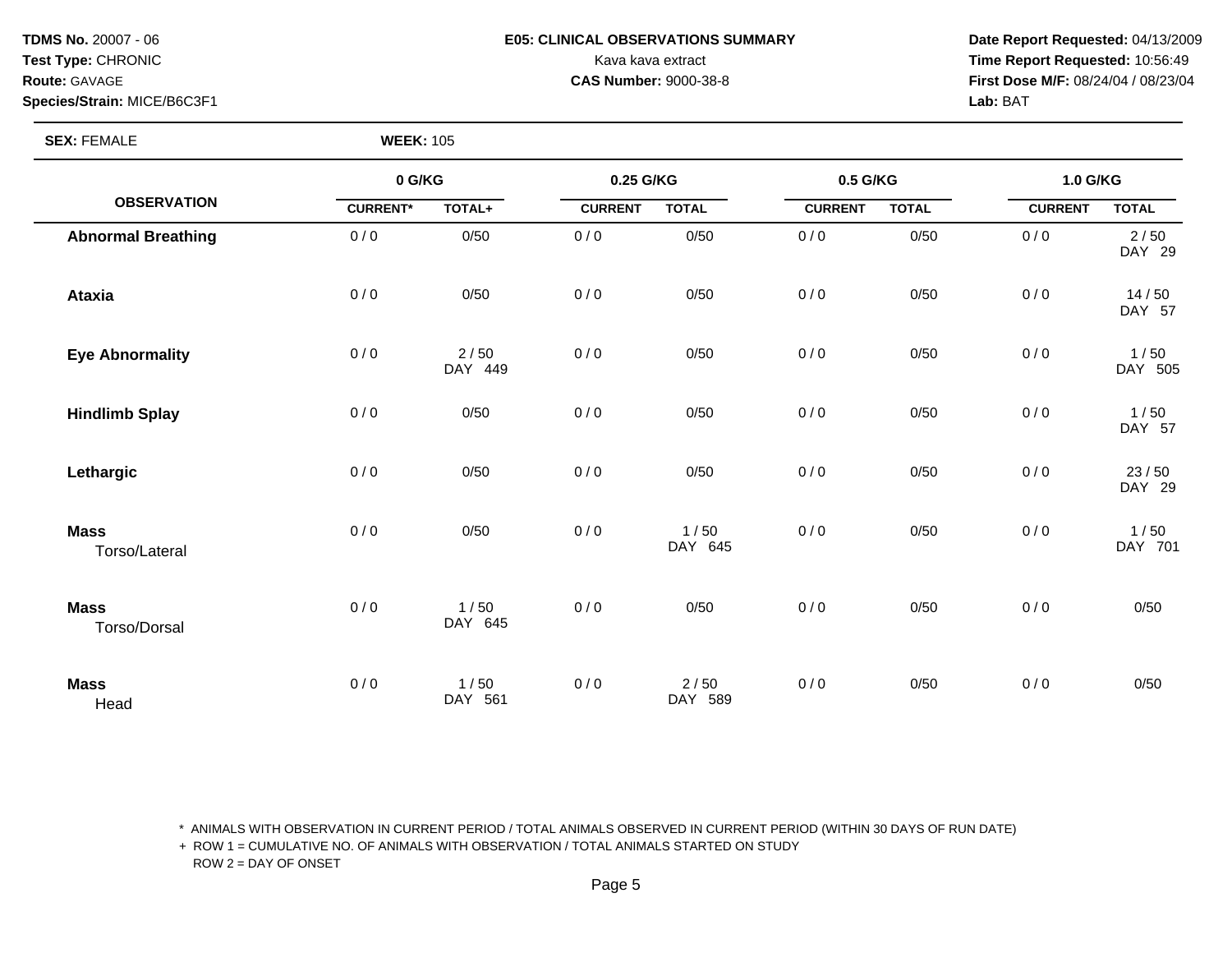**TDMS No.** 20007 - 06
**Test Type:** CHRONIC
**Route:** GAVAGE
**Species/Strain:** MICE/B6C3F1

**E05: CLINICAL OBSERVATIONS SUMMARY**
Kava kava extract
**CAS Number:** 9000-38-8

**Date Report Requested:** 04/13/2009
**Time Report Requested:** 10:56:49
**First Dose M/F:** 08/24/04 / 08/23/04
**Lab:** BAT

**SEX:** FEMALE **WEEK:** 105

| OBSERVATION | 0 G/KG | | 0.25 G/KG | | 0.5 G/KG | | 1.0 G/KG | |
|---|---|---|---|---|---|---|---|---|
| | CURRENT* | TOTAL+ | CURRENT | TOTAL | CURRENT | TOTAL | CURRENT | TOTAL |
| **Abnormal Breathing** | 0 / 0 | 0/50 | 0 / 0 | 0/50 | 0 / 0 | 0/50 | 0 / 0 | 2 / 50 DAY 29 |
| **Ataxia** | 0 / 0 | 0/50 | 0 / 0 | 0/50 | 0 / 0 | 0/50 | 0 / 0 | 14 / 50 DAY 57 |
| **Eye Abnormality** | 0 / 0 | 2 / 50 DAY 449 | 0 / 0 | 0/50 | 0 / 0 | 0/50 | 0 / 0 | 1 / 50 DAY 505 |
| **Hindlimb Splay** | 0 / 0 | 0/50 | 0 / 0 | 0/50 | 0 / 0 | 0/50 | 0 / 0 | 1 / 50 DAY 57 |
| **Lethargic** | 0 / 0 | 0/50 | 0 / 0 | 0/50 | 0 / 0 | 0/50 | 0 / 0 | 23 / 50 DAY 29 |
| **Mass** Torso/Lateral | 0 / 0 | 0/50 | 0 / 0 | 1 / 50 DAY 645 | 0 / 0 | 0/50 | 0 / 0 | 1 / 50 DAY 701 |
| **Mass** Torso/Dorsal | 0 / 0 | 1 / 50 DAY 645 | 0 / 0 | 0/50 | 0 / 0 | 0/50 | 0 / 0 | 0/50 |
| **Mass** Head | 0 / 0 | 1 / 50 DAY 561 | 0 / 0 | 2 / 50 DAY 589 | 0 / 0 | 0/50 | 0 / 0 | 0/50 |

\* ANIMALS WITH OBSERVATION IN CURRENT PERIOD / TOTAL ANIMALS OBSERVED IN CURRENT PERIOD (WITHIN 30 DAYS OF RUN DATE)
+ ROW 1 = CUMULATIVE NO. OF ANIMALS WITH OBSERVATION / TOTAL ANIMALS STARTED ON STUDY
ROW 2 = DAY OF ONSET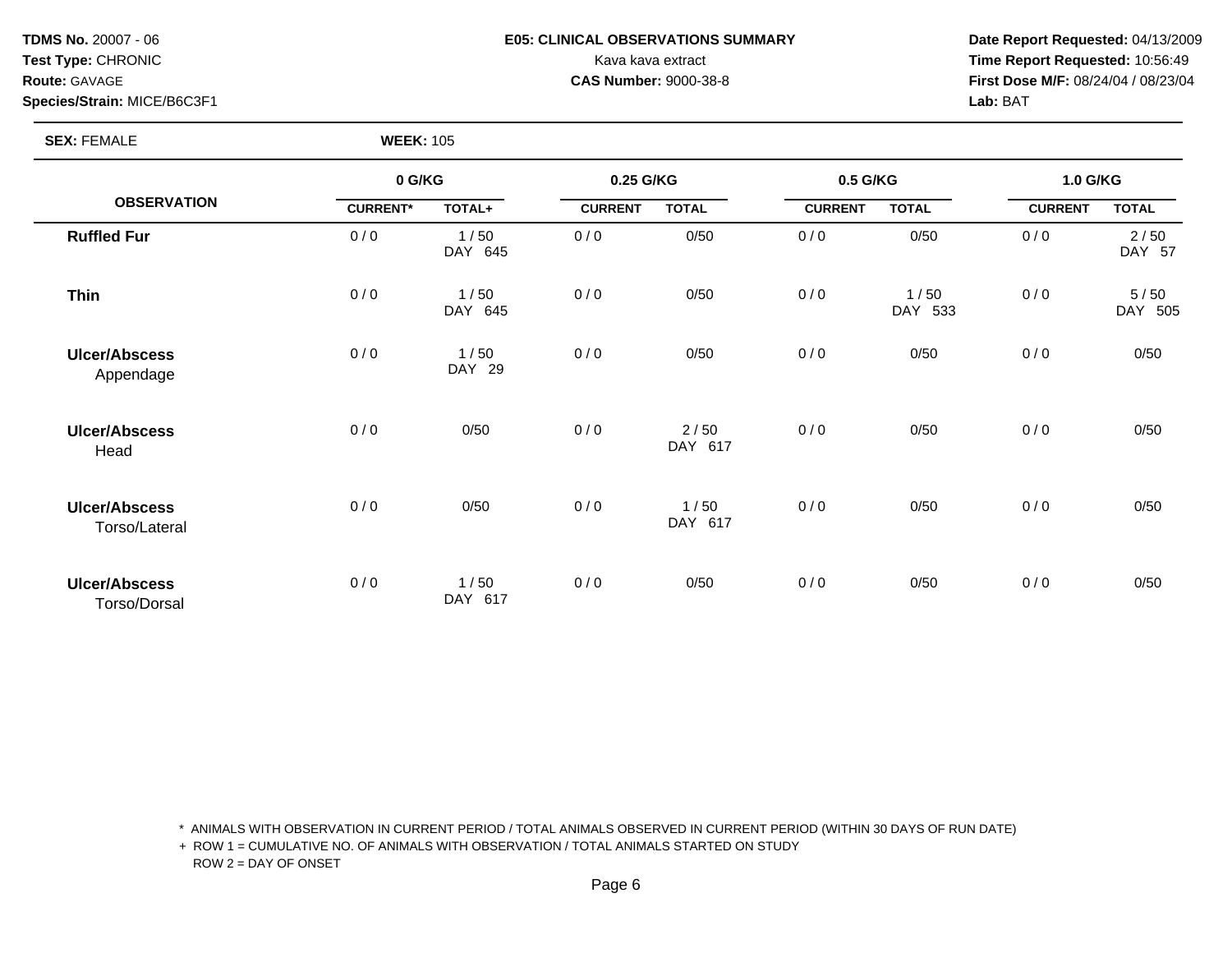**TDMS No.** 20007 - 06
**Test Type:** CHRONIC
**Route:** GAVAGE
**Species/Strain:** MICE/B6C3F1

**E05: CLINICAL OBSERVATIONS SUMMARY**
Kava kava extract
**CAS Number:** 9000-38-8

**Date Report Requested:** 04/13/2009
**Time Report Requested:** 10:56:49
**First Dose M/F:** 08/24/04 / 08/23/04
**Lab:** BAT

**SEX:** FEMALE **WEEK:** 105

| OBSERVATION | 0 G/KG | | 0.25 G/KG | | 0.5 G/KG | | 1.0 G/KG | |
|---|---|---|---|---|---|---|---|---|
| | CURRENT* | TOTAL+ | CURRENT | TOTAL | CURRENT | TOTAL | CURRENT | TOTAL |
| **Ruffled Fur** | 0 / 0 | 1 / 50<br>DAY 645 | 0 / 0 | 0/50 | 0 / 0 | 0/50 | 0 / 0 | 2 / 50<br>DAY 57 |
| **Thin** | 0 / 0 | 1 / 50<br>DAY 645 | 0 / 0 | 0/50 | 0 / 0 | 1 / 50<br>DAY 533 | 0 / 0 | 5 / 50<br>DAY 505 |
| **Ulcer/Abscess**<br>Appendage | 0 / 0 | 1 / 50<br>DAY 29 | 0 / 0 | 0/50 | 0 / 0 | 0/50 | 0 / 0 | 0/50 |
| **Ulcer/Abscess**<br>Head | 0 / 0 | 0/50 | 0 / 0 | 2 / 50<br>DAY 617 | 0 / 0 | 0/50 | 0 / 0 | 0/50 |
| **Ulcer/Abscess**<br>Torso/Lateral | 0 / 0 | 0/50 | 0 / 0 | 1 / 50<br>DAY 617 | 0 / 0 | 0/50 | 0 / 0 | 0/50 |
| **Ulcer/Abscess**<br>Torso/Dorsal | 0 / 0 | 1 / 50<br>DAY 617 | 0 / 0 | 0/50 | 0 / 0 | 0/50 | 0 / 0 | 0/50 |

* ANIMALS WITH OBSERVATION IN CURRENT PERIOD / TOTAL ANIMALS OBSERVED IN CURRENT PERIOD (WITHIN 30 DAYS OF RUN DATE)
+ ROW 1 = CUMULATIVE NO. OF ANIMALS WITH OBSERVATION / TOTAL ANIMALS STARTED ON STUDY
ROW 2 = DAY OF ONSET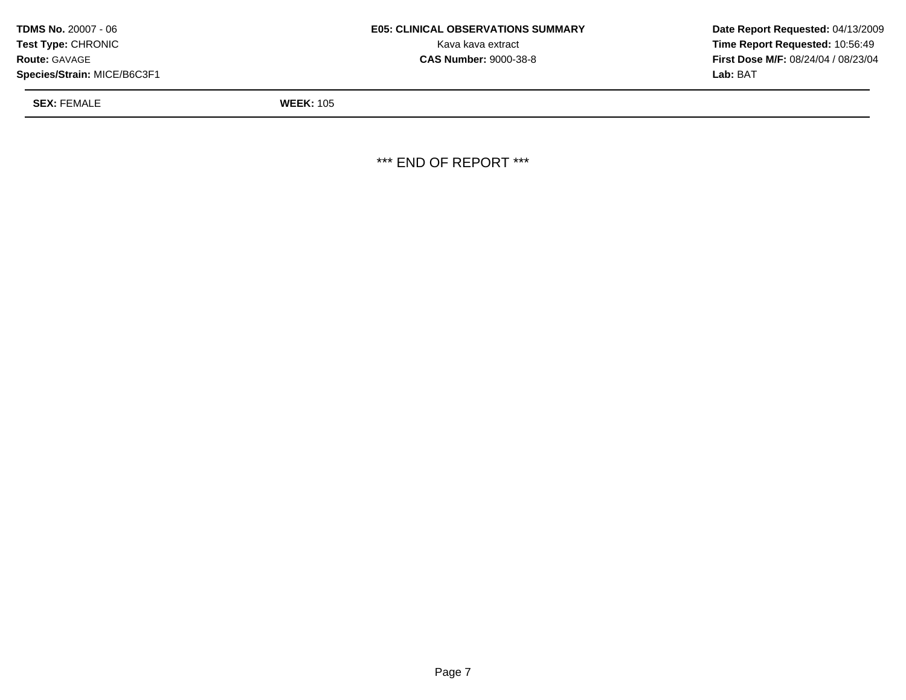**TDMS No.** 20007 - 06
**Test Type:** CHRONIC
**Route:** GAVAGE
**Species/Strain:** MICE/B6C3F1

**E05: CLINICAL OBSERVATIONS SUMMARY**
Kava kava extract
**CAS Number:** 9000-38-8

**Date Report Requested:** 04/13/2009
**Time Report Requested:** 10:56:49
**First Dose M/F:** 08/24/04 / 08/23/04
**Lab:** BAT

**SEX:** FEMALE **WEEK:** 105

\*\*\* END OF REPORT \*\*\*